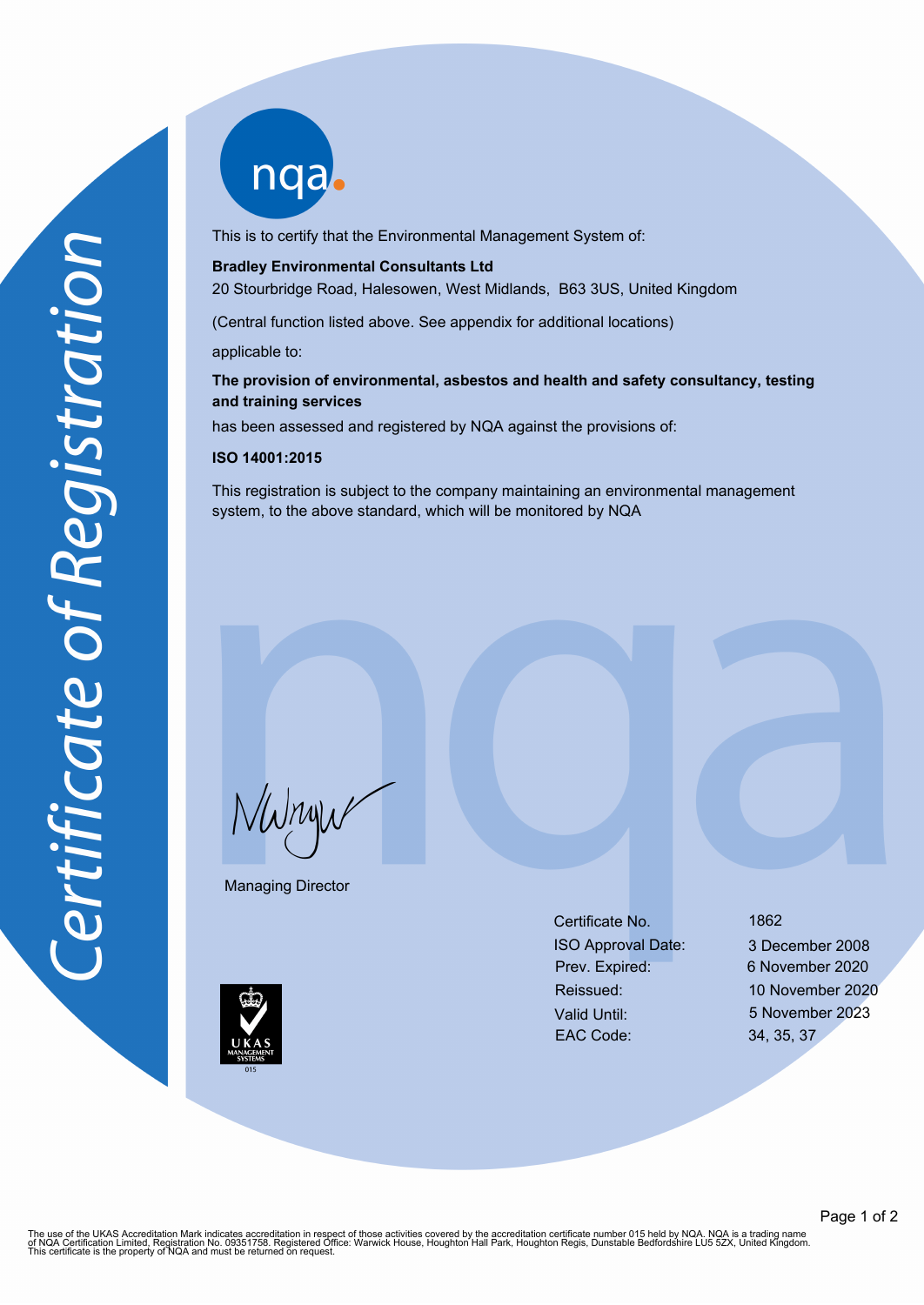# Certificate of Registration

This is to certify that the Environmental Management System of:

**Bradley Environmental Consultants Ltd**
20 Stourbridge Road, Halesowen, West Midlands, B63 3US, United Kingdom

(Central function listed above. See appendix for additional locations)

applicable to:

**The provision of environmental, asbestos and health and safety consultancy, testing and training services**

has been assessed and registered by NQA against the provisions of:

**ISO 14001:2015**

This registration is subject to the company maintaining an environmental management system, to the above standard, which will be monitored by NQA

Managing Director

| | |
|---|---|
| Certificate No. | 1862 |
| ISO Approval Date: | 3 December 2008 |
| Prev. Expired: | 6 November 2020 |
| Reissued: | 10 November 2020 |
| Valid Until: | 5 November 2023 |
| EAC Code: | 34, 35, 37 |

UKAS MANAGEMENT SYSTEMS 015

The use of the UKAS Accreditation Mark indicates accreditation in respect of those activities covered by the accreditation certificate number 015 held by NQA. NQA is a trading name of NQA Certification Limited, Registration No. 09351758. Registered Office: Warwick House, Houghton Hall Park, Houghton Regis, Dunstable Bedfordshire LU5 5ZX, United Kingdom. This certificate is the property of NQA and must be returned on request.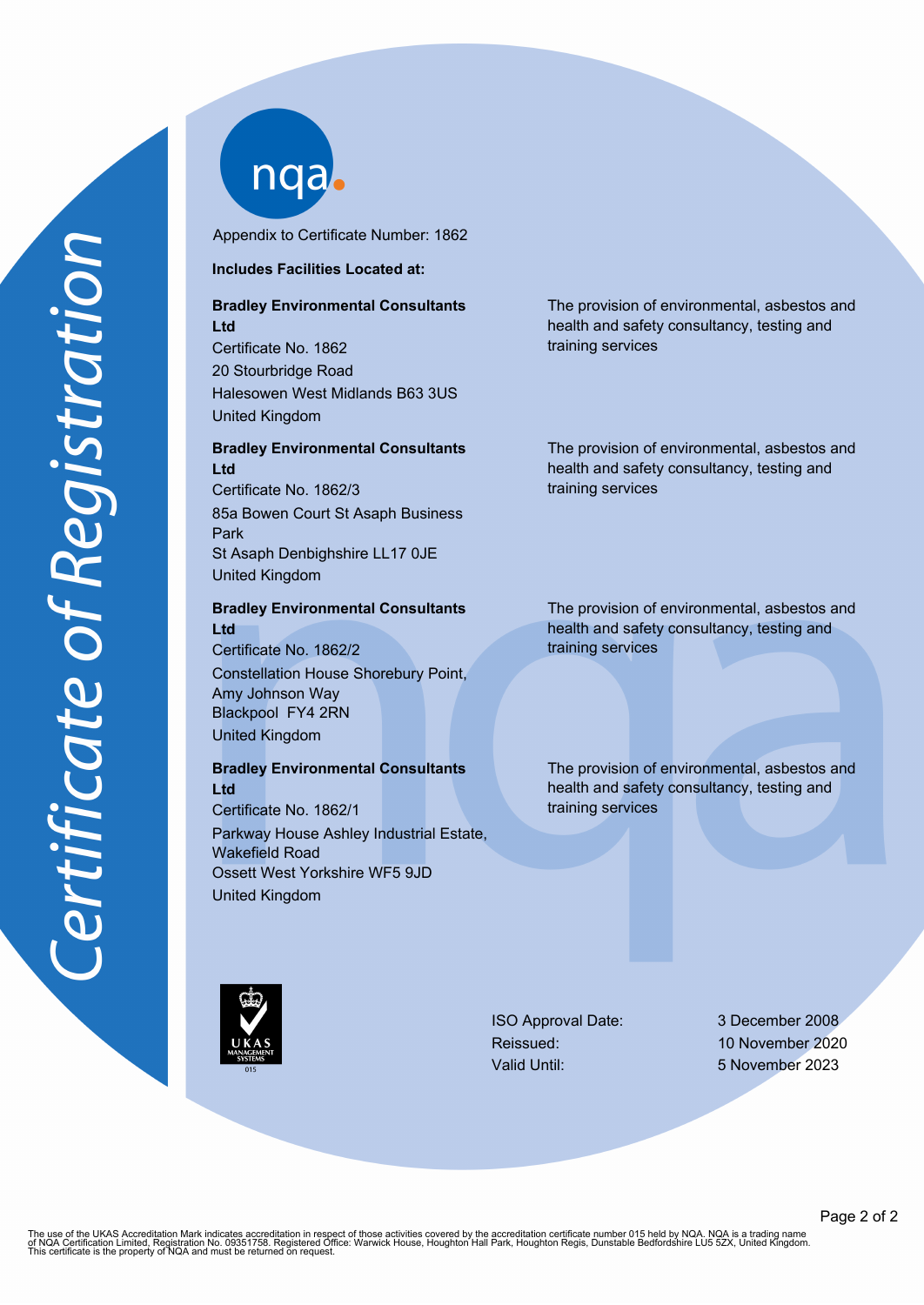*Certificate of Registration*

nqa

Appendix to Certificate Number: 1862

**Includes Facilities Located at:**

| | |
|---|---|
| **Bradley Environmental Consultants Ltd**<br>Certificate No. 1862<br>20 Stourbridge Road<br>Halesowen West Midlands B63 3US<br>United Kingdom | The provision of environmental, asbestos and health and safety consultancy, testing and training services |
| **Bradley Environmental Consultants Ltd**<br>Certificate No. 1862/3<br>85a Bowen Court St Asaph Business Park<br>St Asaph Denbighshire LL17 0JE<br>United Kingdom | The provision of environmental, asbestos and health and safety consultancy, testing and training services |
| **Bradley Environmental Consultants Ltd**<br>Certificate No. 1862/2<br>Constellation House Shorebury Point, Amy Johnson Way<br>Blackpool FY4 2RN<br>United Kingdom | The provision of environmental, asbestos and health and safety consultancy, testing and training services |
| **Bradley Environmental Consultants Ltd**<br>Certificate No. 1862/1<br>Parkway House Ashley Industrial Estate, Wakefield Road<br>Ossett West Yorkshire WF5 9JD<br>United Kingdom | The provision of environmental, asbestos and health and safety consultancy, testing and training services |

UKAS MANAGEMENT SYSTEMS 015

| | |
|---|---|
| ISO Approval Date: | 3 December 2008 |
| Reissued: | 10 November 2020 |
| Valid Until: | 5 November 2023 |

The use of the UKAS Accreditation Mark indicates accreditation in respect of those activities covered by the accreditation certificate number 015 held by NQA. NQA is a trading name of NQA Certification Limited, Registration No. 09351758. Registered Office: Warwick House, Houghton Hall Park, Houghton Regis, Dunstable Bedfordshire LU5 5ZX, United Kingdom.
This certificate is the property of NQA and must be returned on request.